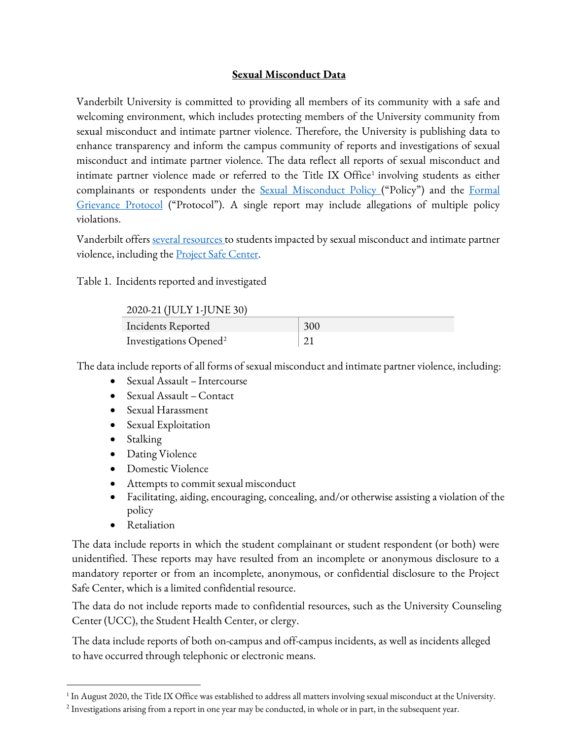**Sexual Misconduct Data**

Vanderbilt University is committed to providing all members of its community with a safe and welcoming environment, which includes protecting members of the University community from sexual misconduct and intimate partner violence. Therefore, the University is publishing data to enhance transparency and inform the campus community of reports and investigations of sexual misconduct and intimate partner violence. The data reflect all reports of sexual misconduct and intimate partner violence made or referred to the Title IX Office[1] involving students as either complainants or respondents under the Sexual Misconduct Policy ("Policy") and the Formal Grievance Protocol ("Protocol"). A single report may include allegations of multiple policy violations.

Vanderbilt offers several resources to students impacted by sexual misconduct and intimate partner violence, including the Project Safe Center.

Table 1. Incidents reported and investigated

| 2020-21 (JULY 1-JUNE 30) | |
|---|---|
| Incidents Reported | 300 |
| Investigations Opened[2] | 21 |

The data include reports of all forms of sexual misconduct and intimate partner violence, including:

- Sexual Assault – Intercourse
- Sexual Assault – Contact
- Sexual Harassment
- Sexual Exploitation
- Stalking
- Dating Violence
- Domestic Violence
- Attempts to commit sexual misconduct
- Facilitating, aiding, encouraging, concealing, and/or otherwise assisting a violation of the policy
- Retaliation

The data include reports in which the student complainant or student respondent (or both) were unidentified. These reports may have resulted from an incomplete or anonymous disclosure to a mandatory reporter or from an incomplete, anonymous, or confidential disclosure to the Project Safe Center, which is a limited confidential resource.

The data do not include reports made to confidential resources, such as the University Counseling Center (UCC), the Student Health Center, or clergy.

The data include reports of both on-campus and off-campus incidents, as well as incidents alleged to have occurred through telephonic or electronic means.

---

[1] In August 2020, the Title IX Office was established to address all matters involving sexual misconduct at the University.

[2] Investigations arising from a report in one year may be conducted, in whole or in part, in the subsequent year.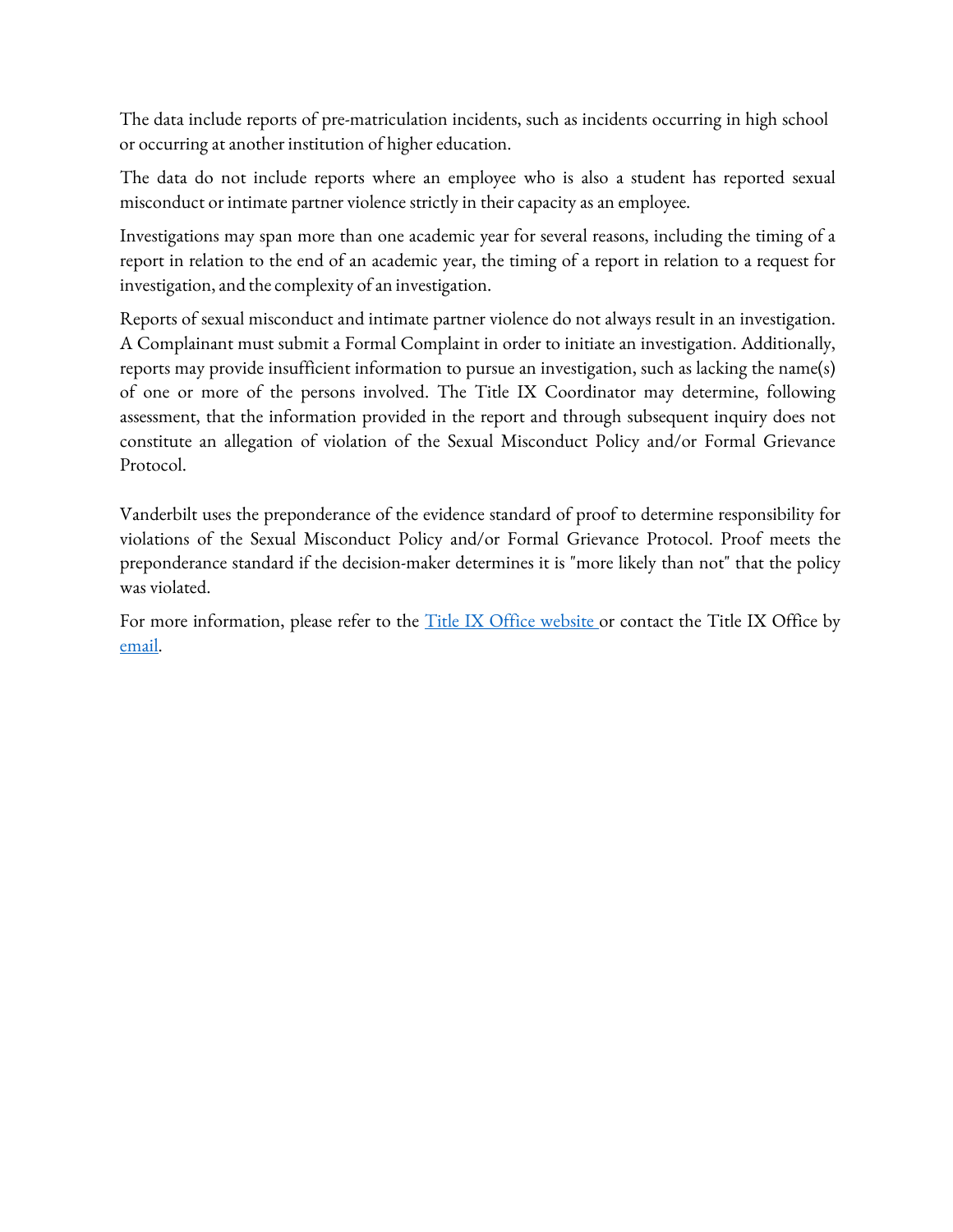The data include reports of pre-matriculation incidents, such as incidents occurring in high school or occurring at another institution of higher education.

The data do not include reports where an employee who is also a student has reported sexual misconduct or intimate partner violence strictly in their capacity as an employee.

Investigations may span more than one academic year for several reasons, including the timing of a report in relation to the end of an academic year, the timing of a report in relation to a request for investigation, and the complexity of an investigation.

Reports of sexual misconduct and intimate partner violence do not always result in an investigation. A Complainant must submit a Formal Complaint in order to initiate an investigation. Additionally, reports may provide insufficient information to pursue an investigation, such as lacking the name(s) of one or more of the persons involved. The Title IX Coordinator may determine, following assessment, that the information provided in the report and through subsequent inquiry does not constitute an allegation of violation of the Sexual Misconduct Policy and/or Formal Grievance Protocol.

Vanderbilt uses the preponderance of the evidence standard of proof to determine responsibility for violations of the Sexual Misconduct Policy and/or Formal Grievance Protocol. Proof meets the preponderance standard if the decision-maker determines it is "more likely than not" that the policy was violated.

For more information, please refer to the Title IX Office website or contact the Title IX Office by email.